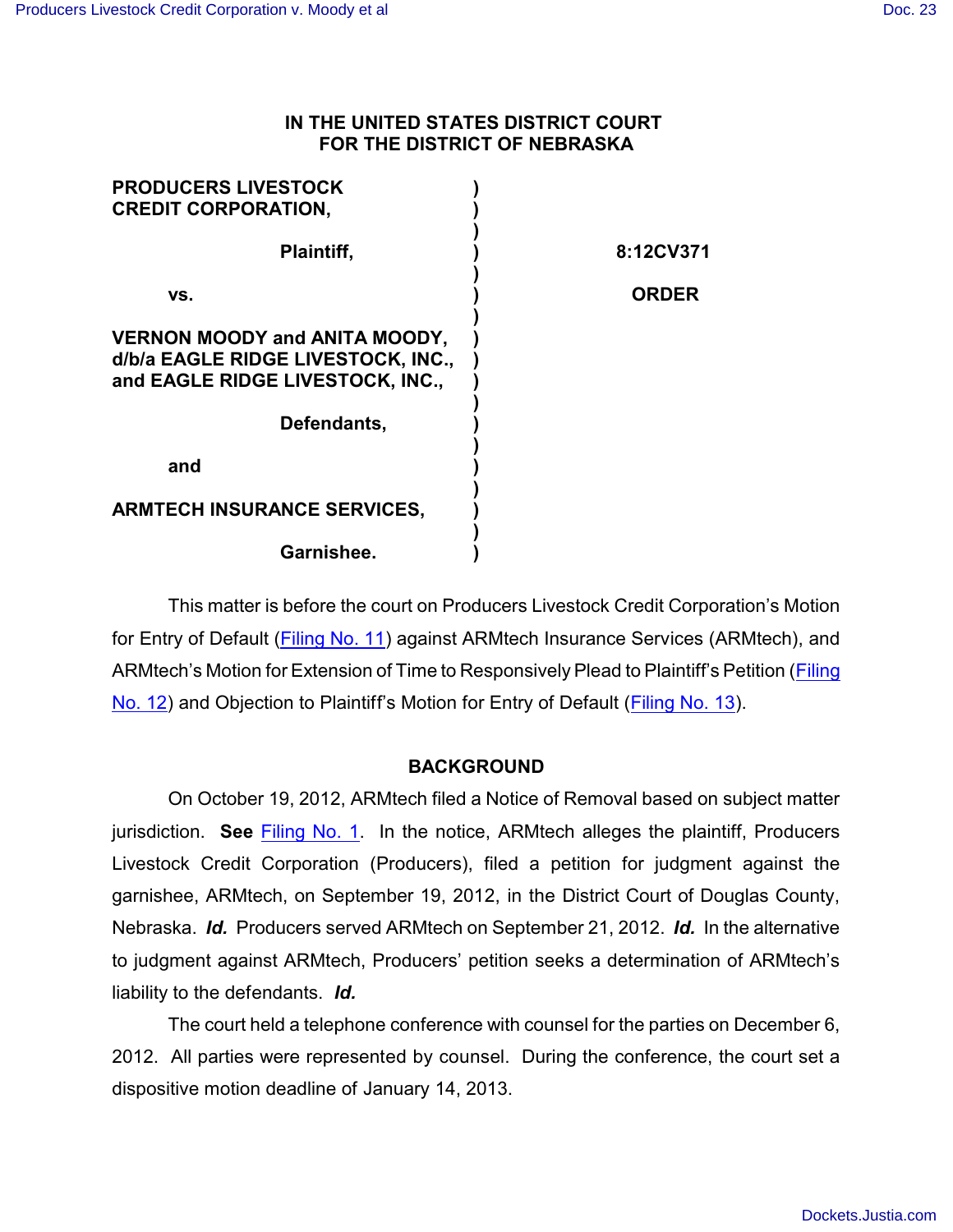**IN THE UNITED STATES DISTRICT COURT**
**FOR THE DISTRICT OF NEBRASKA**

| | | |
|---|---|---|
| **PRODUCERS LIVESTOCK CREDIT CORPORATION,** | ) | |
| **Plaintiff,** | ) | **8:12CV371** |
| **vs.** | ) | **ORDER** |
| **VERNON MOODY and ANITA MOODY, d/b/a EAGLE RIDGE LIVESTOCK, INC., and EAGLE RIDGE LIVESTOCK, INC.,** | ) | |
| **Defendants,** | ) | |
| **and** | ) | |
| **ARMTECH INSURANCE SERVICES,** | ) | |
| **Garnishee.** | ) | |

This matter is before the court on Producers Livestock Credit Corporation's Motion for Entry of Default (Filing No. 11) against ARMtech Insurance Services (ARMtech), and ARMtech's Motion for Extension of Time to Responsively Plead to Plaintiff's Petition (Filing No. 12) and Objection to Plaintiff's Motion for Entry of Default (Filing No. 13).

**BACKGROUND**

On October 19, 2012, ARMtech filed a Notice of Removal based on subject matter jurisdiction. **See** Filing No. 1. In the notice, ARMtech alleges the plaintiff, Producers Livestock Credit Corporation (Producers), filed a petition for judgment against the garnishee, ARMtech, on September 19, 2012, in the District Court of Douglas County, Nebraska. ***Id.*** Producers served ARMtech on September 21, 2012. ***Id.*** In the alternative to judgment against ARMtech, Producers' petition seeks a determination of ARMtech's liability to the defendants. ***Id.***

The court held a telephone conference with counsel for the parties on December 6, 2012. All parties were represented by counsel. During the conference, the court set a dispositive motion deadline of January 14, 2013.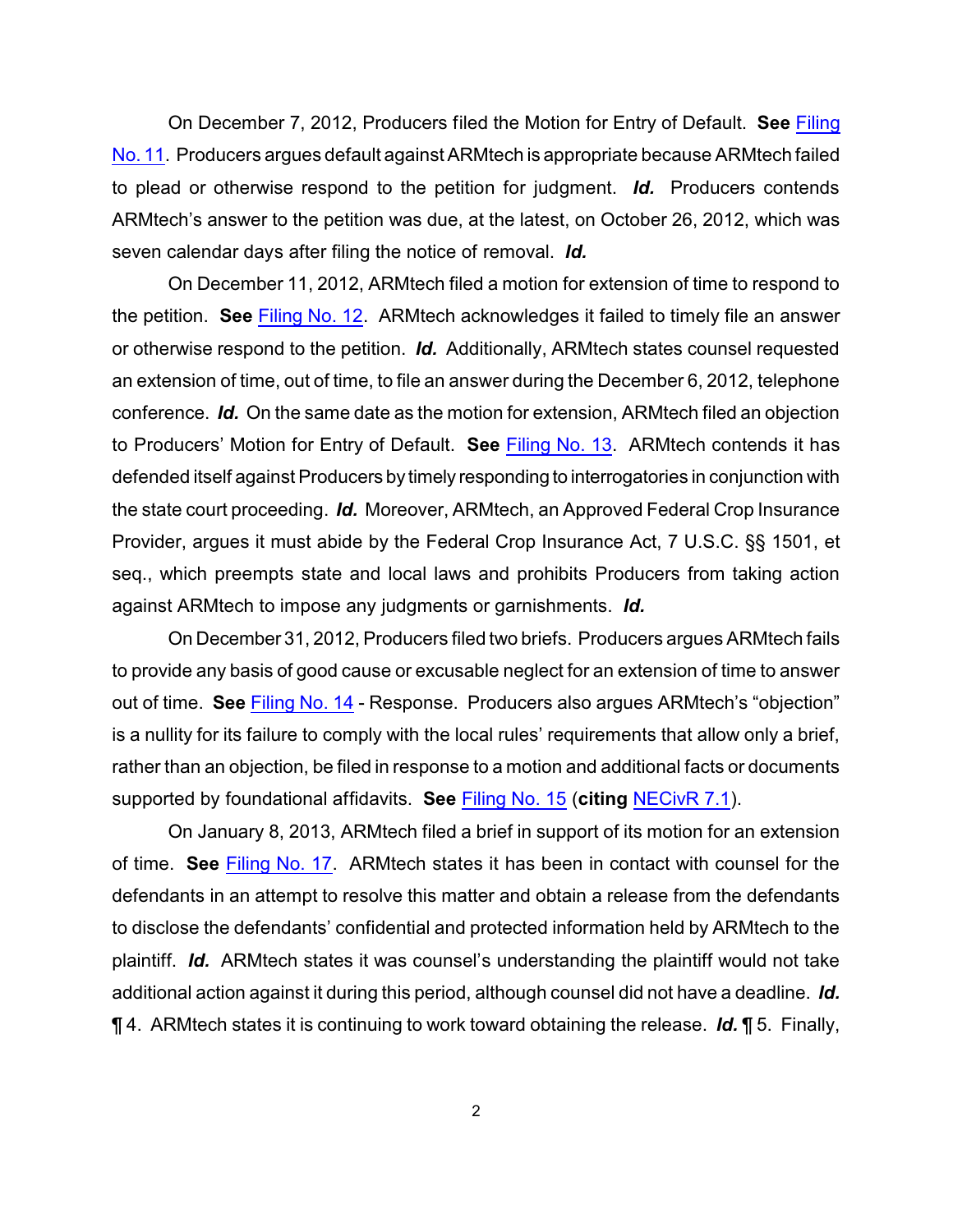On December 7, 2012, Producers filed the Motion for Entry of Default. **See** Filing No. 11. Producers argues default against ARMtech is appropriate because ARMtech failed to plead or otherwise respond to the petition for judgment. ***Id.*** Producers contends ARMtech's answer to the petition was due, at the latest, on October 26, 2012, which was seven calendar days after filing the notice of removal. ***Id.***

On December 11, 2012, ARMtech filed a motion for extension of time to respond to the petition. **See** Filing No. 12. ARMtech acknowledges it failed to timely file an answer or otherwise respond to the petition. ***Id.*** Additionally, ARMtech states counsel requested an extension of time, out of time, to file an answer during the December 6, 2012, telephone conference. ***Id.*** On the same date as the motion for extension, ARMtech filed an objection to Producers' Motion for Entry of Default. **See** Filing No. 13. ARMtech contends it has defended itself against Producers by timely responding to interrogatories in conjunction with the state court proceeding. ***Id.*** Moreover, ARMtech, an Approved Federal Crop Insurance Provider, argues it must abide by the Federal Crop Insurance Act, 7 U.S.C. §§ 1501, et seq., which preempts state and local laws and prohibits Producers from taking action against ARMtech to impose any judgments or garnishments. ***Id.***

On December 31, 2012, Producers filed two briefs. Producers argues ARMtech fails to provide any basis of good cause or excusable neglect for an extension of time to answer out of time. **See** Filing No. 14 - Response. Producers also argues ARMtech's "objection" is a nullity for its failure to comply with the local rules' requirements that allow only a brief, rather than an objection, be filed in response to a motion and additional facts or documents supported by foundational affidavits. **See** Filing No. 15 (**citing** NECivR 7.1).

On January 8, 2013, ARMtech filed a brief in support of its motion for an extension of time. **See** Filing No. 17. ARMtech states it has been in contact with counsel for the defendants in an attempt to resolve this matter and obtain a release from the defendants to disclose the defendants' confidential and protected information held by ARMtech to the plaintiff. ***Id.*** ARMtech states it was counsel's understanding the plaintiff would not take additional action against it during this period, although counsel did not have a deadline. ***Id.*** ¶ 4. ARMtech states it is continuing to work toward obtaining the release. ***Id.*** ¶ 5. Finally,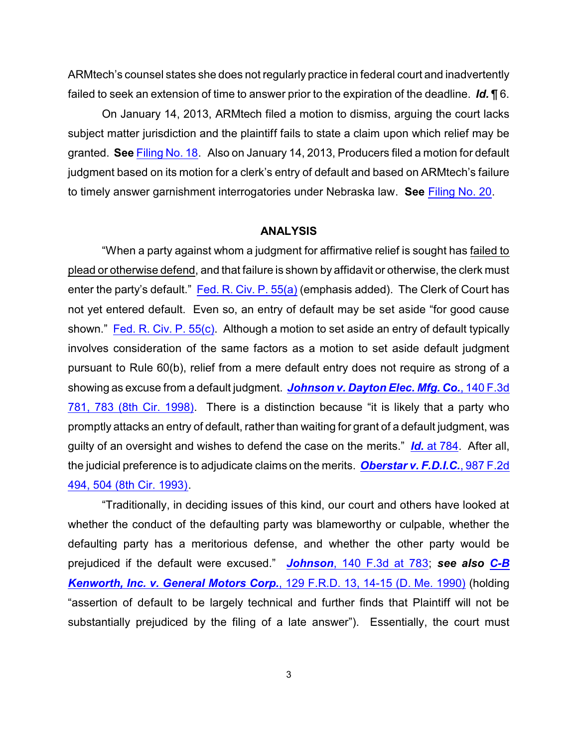ARMtech's counsel states she does not regularly practice in federal court and inadvertently failed to seek an extension of time to answer prior to the expiration of the deadline. ***Id.*** ¶ 6.

On January 14, 2013, ARMtech filed a motion to dismiss, arguing the court lacks subject matter jurisdiction and the plaintiff fails to state a claim upon which relief may be granted. **See** Filing No. 18. Also on January 14, 2013, Producers filed a motion for default judgment based on its motion for a clerk's entry of default and based on ARMtech's failure to timely answer garnishment interrogatories under Nebraska law. **See** Filing No. 20.

## ANALYSIS

"When a party against whom a judgment for affirmative relief is sought has failed to plead or otherwise defend, and that failure is shown by affidavit or otherwise, the clerk must enter the party's default." Fed. R. Civ. P. 55(a) (emphasis added). The Clerk of Court has not yet entered default. Even so, an entry of default may be set aside "for good cause shown." Fed. R. Civ. P. 55(c). Although a motion to set aside an entry of default typically involves consideration of the same factors as a motion to set aside default judgment pursuant to Rule 60(b), relief from a mere default entry does not require as strong of a showing as excuse from a default judgment. ***Johnson v. Dayton Elec. Mfg. Co.***, 140 F.3d 781, 783 (8th Cir. 1998). There is a distinction because "it is likely that a party who promptly attacks an entry of default, rather than waiting for grant of a default judgment, was guilty of an oversight and wishes to defend the case on the merits." ***Id.*** at 784. After all, the judicial preference is to adjudicate claims on the merits. ***Oberstar v. F.D.I.C.***, 987 F.2d 494, 504 (8th Cir. 1993).

"Traditionally, in deciding issues of this kind, our court and others have looked at whether the conduct of the defaulting party was blameworthy or culpable, whether the defaulting party has a meritorious defense, and whether the other party would be prejudiced if the default were excused." ***Johnson***, 140 F.3d at 783; ***see also C-B Kenworth, Inc. v. General Motors Corp.***, 129 F.R.D. 13, 14-15 (D. Me. 1990) (holding "assertion of default to be largely technical and further finds that Plaintiff will not be substantially prejudiced by the filing of a late answer"). Essentially, the court must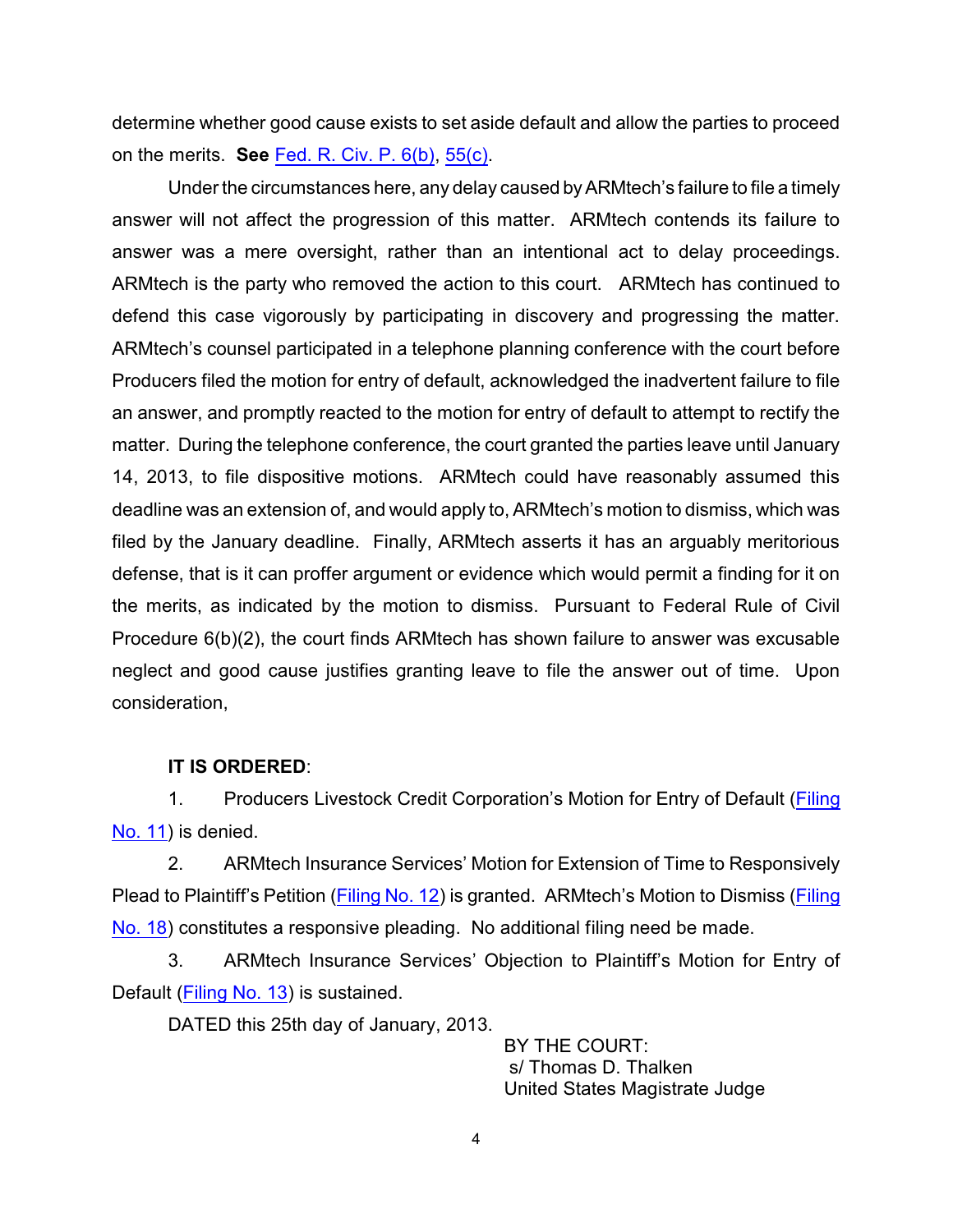determine whether good cause exists to set aside default and allow the parties to proceed on the merits. **See** Fed. R. Civ. P. 6(b), 55(c).

Under the circumstances here, any delay caused by ARMtech's failure to file a timely answer will not affect the progression of this matter. ARMtech contends its failure to answer was a mere oversight, rather than an intentional act to delay proceedings. ARMtech is the party who removed the action to this court. ARMtech has continued to defend this case vigorously by participating in discovery and progressing the matter. ARMtech's counsel participated in a telephone planning conference with the court before Producers filed the motion for entry of default, acknowledged the inadvertent failure to file an answer, and promptly reacted to the motion for entry of default to attempt to rectify the matter. During the telephone conference, the court granted the parties leave until January 14, 2013, to file dispositive motions. ARMtech could have reasonably assumed this deadline was an extension of, and would apply to, ARMtech's motion to dismiss, which was filed by the January deadline. Finally, ARMtech asserts it has an arguably meritorious defense, that is it can proffer argument or evidence which would permit a finding for it on the merits, as indicated by the motion to dismiss. Pursuant to Federal Rule of Civil Procedure 6(b)(2), the court finds ARMtech has shown failure to answer was excusable neglect and good cause justifies granting leave to file the answer out of time. Upon consideration,

**IT IS ORDERED**:

1. Producers Livestock Credit Corporation's Motion for Entry of Default (Filing No. 11) is denied.

2. ARMtech Insurance Services' Motion for Extension of Time to Responsively Plead to Plaintiff's Petition (Filing No. 12) is granted. ARMtech's Motion to Dismiss (Filing No. 18) constitutes a responsive pleading. No additional filing need be made.

3. ARMtech Insurance Services' Objection to Plaintiff's Motion for Entry of Default (Filing No. 13) is sustained.

DATED this 25th day of January, 2013.

BY THE COURT:
s/ Thomas D. Thalken
United States Magistrate Judge